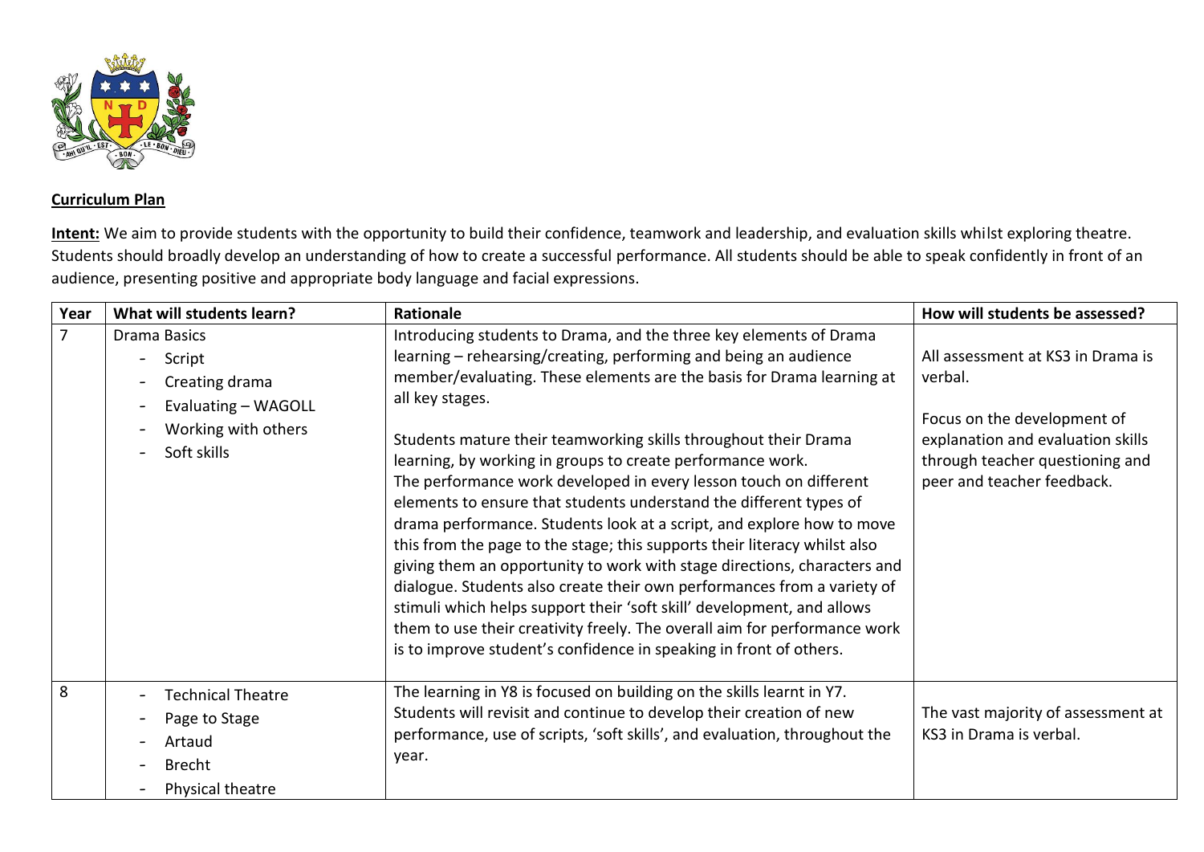**Curriculum Plan**

**Intent:** We aim to provide students with the opportunity to build their confidence, teamwork and leadership, and evaluation skills whilst exploring theatre. Students should broadly develop an understanding of how to create a successful performance. All students should be able to speak confidently in front of an audience, presenting positive and appropriate body language and facial expressions.

| Year | What will students learn? | Rationale | How will students be assessed? |
| --- | --- | --- | --- |
| 7 | Drama Basics<br>- Script<br>- Creating drama<br>- Evaluating – WAGOLL<br>- Working with others<br>- Soft skills | Introducing students to Drama, and the three key elements of Drama learning – rehearsing/creating, performing and being an audience member/evaluating. These elements are the basis for Drama learning at all key stages.<br><br>Students mature their teamworking skills throughout their Drama learning, by working in groups to create performance work. The performance work developed in every lesson touch on different elements to ensure that students understand the different types of drama performance. Students look at a script, and explore how to move this from the page to the stage; this supports their literacy whilst also giving them an opportunity to work with stage directions, characters and dialogue. Students also create their own performances from a variety of stimuli which helps support their 'soft skill' development, and allows them to use their creativity freely. The overall aim for performance work is to improve student's confidence in speaking in front of others. | All assessment at KS3 in Drama is verbal.<br><br>Focus on the development of explanation and evaluation skills through teacher questioning and peer and teacher feedback. |
| 8 | - Technical Theatre<br>- Page to Stage<br>- Artaud<br>- Brecht<br>- Physical theatre | The learning in Y8 is focused on building on the skills learnt in Y7. Students will revisit and continue to develop their creation of new performance, use of scripts, 'soft skills', and evaluation, throughout the year. | The vast majority of assessment at KS3 in Drama is verbal. |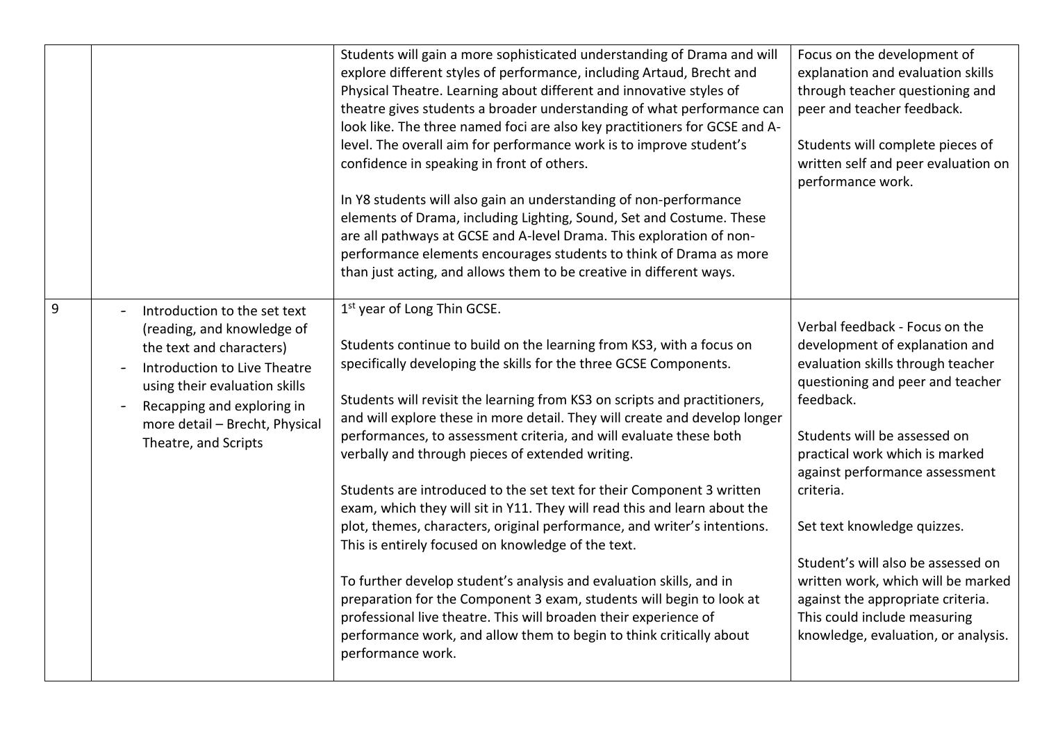| | | | |
|---|---|---|---|
| | | Students will gain a more sophisticated understanding of Drama and will explore different styles of performance, including Artaud, Brecht and Physical Theatre. Learning about different and innovative styles of theatre gives students a broader understanding of what performance can look like. The three named foci are also key practitioners for GCSE and A-level. The overall aim for performance work is to improve student's confidence in speaking in front of others.<br><br>In Y8 students will also gain an understanding of non-performance elements of Drama, including Lighting, Sound, Set and Costume. These are all pathways at GCSE and A-level Drama. This exploration of non-performance elements encourages students to think of Drama as more than just acting, and allows them to be creative in different ways. | Focus on the development of explanation and evaluation skills through teacher questioning and peer and teacher feedback.<br><br>Students will complete pieces of written self and peer evaluation on performance work. |
| 9 | - Introduction to the set text (reading, and knowledge of the text and characters)<br>- Introduction to Live Theatre using their evaluation skills<br>- Recapping and exploring in more detail – Brecht, Physical Theatre, and Scripts | 1st year of Long Thin GCSE.<br><br>Students continue to build on the learning from KS3, with a focus on specifically developing the skills for the three GCSE Components.<br><br>Students will revisit the learning from KS3 on scripts and practitioners, and will explore these in more detail. They will create and develop longer performances, to assessment criteria, and will evaluate these both verbally and through pieces of extended writing.<br><br>Students are introduced to the set text for their Component 3 written exam, which they will sit in Y11. They will read this and learn about the plot, themes, characters, original performance, and writer's intentions. This is entirely focused on knowledge of the text.<br><br>To further develop student's analysis and evaluation skills, and in preparation for the Component 3 exam, students will begin to look at professional live theatre. This will broaden their experience of performance work, and allow them to begin to think critically about performance work. | Verbal feedback - Focus on the development of explanation and evaluation skills through teacher questioning and peer and teacher feedback.<br><br>Students will be assessed on practical work which is marked against performance assessment criteria.<br><br>Set text knowledge quizzes.<br><br>Student's will also be assessed on written work, which will be marked against the appropriate criteria. This could include measuring knowledge, evaluation, or analysis. |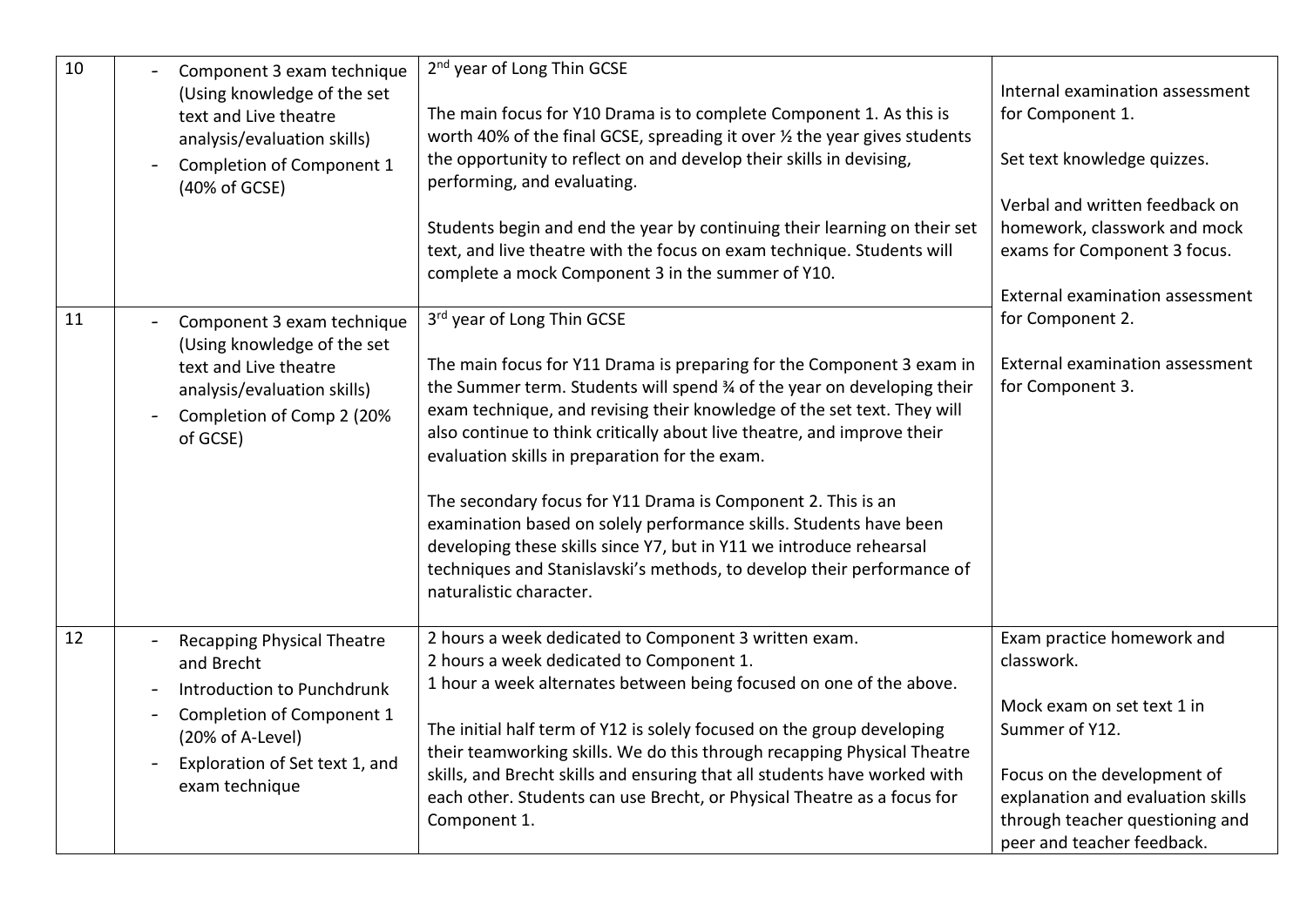| 10 | - Component 3 exam technique (Using knowledge of the set text and Live theatre analysis/evaluation skills)<br>- Completion of Component 1 (40% of GCSE) | 2nd year of Long Thin GCSE<br><br>The main focus for Y10 Drama is to complete Component 1. As this is worth 40% of the final GCSE, spreading it over ½ the year gives students the opportunity to reflect on and develop their skills in devising, performing, and evaluating.<br><br>Students begin and end the year by continuing their learning on their set text, and live theatre with the focus on exam technique. Students will complete a mock Component 3 in the summer of Y10. | Internal examination assessment for Component 1.<br><br>Set text knowledge quizzes.<br><br>Verbal and written feedback on homework, classwork and mock exams for Component 3 focus.<br><br>External examination assessment for Component 2.<br><br>External examination assessment for Component 3. |
|---|---|---|---|
| 11 | - Component 3 exam technique (Using knowledge of the set text and Live theatre analysis/evaluation skills)<br>- Completion of Comp 2 (20% of GCSE) | 3rd year of Long Thin GCSE<br><br>The main focus for Y11 Drama is preparing for the Component 3 exam in the Summer term. Students will spend ¾ of the year on developing their exam technique, and revising their knowledge of the set text. They will also continue to think critically about live theatre, and improve their evaluation skills in preparation for the exam.<br><br>The secondary focus for Y11 Drama is Component 2. This is an examination based on solely performance skills. Students have been developing these skills since Y7, but in Y11 we introduce rehearsal techniques and Stanislavski's methods, to develop their performance of naturalistic character. | |
| 12 | - Recapping Physical Theatre and Brecht<br>- Introduction to Punchdrunk<br>- Completion of Component 1 (20% of A-Level)<br>- Exploration of Set text 1, and exam technique | 2 hours a week dedicated to Component 3 written exam.<br>2 hours a week dedicated to Component 1.<br>1 hour a week alternates between being focused on one of the above.<br><br>The initial half term of Y12 is solely focused on the group developing their teamworking skills. We do this through recapping Physical Theatre skills, and Brecht skills and ensuring that all students have worked with each other. Students can use Brecht, or Physical Theatre as a focus for Component 1. | Exam practice homework and classwork.<br><br>Mock exam on set text 1 in Summer of Y12.<br><br>Focus on the development of explanation and evaluation skills through teacher questioning and peer and teacher feedback. |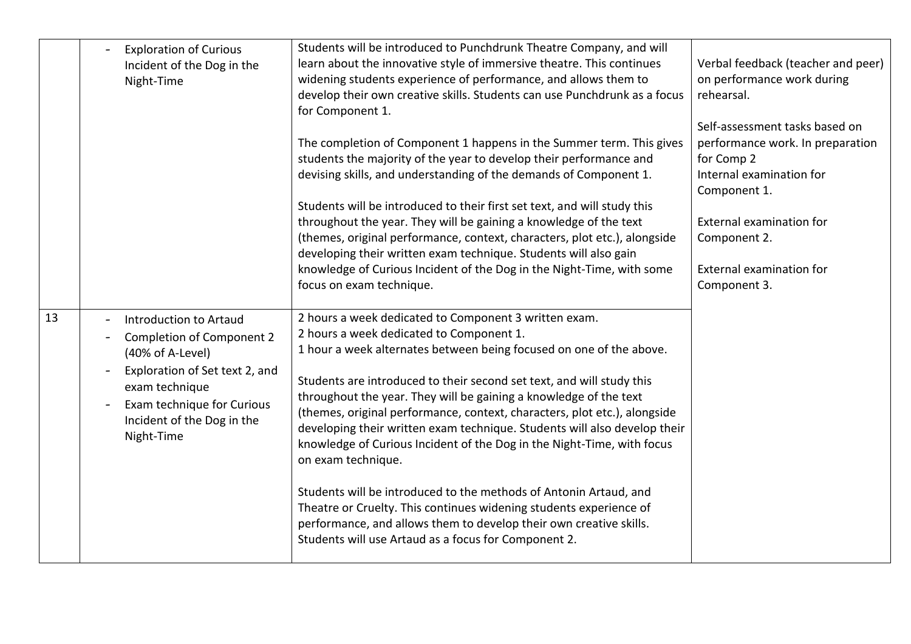| | | | |
|---|---|---|---|
| | - Exploration of Curious Incident of the Dog in the Night-Time | Students will be introduced to Punchdrunk Theatre Company, and will learn about the innovative style of immersive theatre. This continues widening students experience of performance, and allows them to develop their own creative skills. Students can use Punchdrunk as a focus for Component 1.<br><br>The completion of Component 1 happens in the Summer term. This gives students the majority of the year to develop their performance and devising skills, and understanding of the demands of Component 1.<br><br>Students will be introduced to their first set text, and will study this throughout the year. They will be gaining a knowledge of the text (themes, original performance, context, characters, plot etc.), alongside developing their written exam technique. Students will also gain knowledge of Curious Incident of the Dog in the Night-Time, with some focus on exam technique. | Verbal feedback (teacher and peer) on performance work during rehearsal.<br><br>Self-assessment tasks based on performance work. In preparation for Comp 2<br>Internal examination for Component 1.<br><br>External examination for Component 2.<br><br>External examination for Component 3. |
| 13 | - Introduction to Artaud<br>- Completion of Component 2 (40% of A-Level)<br>- Exploration of Set text 2, and exam technique<br>- Exam technique for Curious Incident of the Dog in the Night-Time | 2 hours a week dedicated to Component 3 written exam.<br>2 hours a week dedicated to Component 1.<br>1 hour a week alternates between being focused on one of the above.<br><br>Students are introduced to their second set text, and will study this throughout the year. They will be gaining a knowledge of the text (themes, original performance, context, characters, plot etc.), alongside developing their written exam technique. Students will also develop their knowledge of Curious Incident of the Dog in the Night-Time, with focus on exam technique.<br><br>Students will be introduced to the methods of Antonin Artaud, and Theatre or Cruelty. This continues widening students experience of performance, and allows them to develop their own creative skills. Students will use Artaud as a focus for Component 2. | |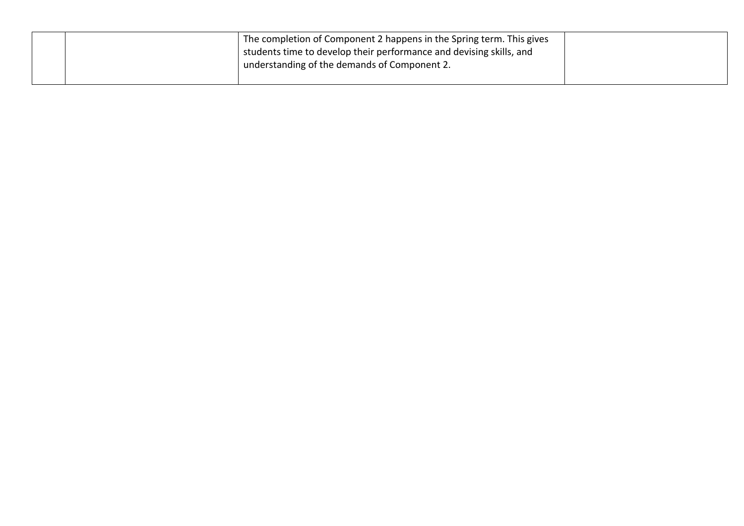| | | | |
|---|---|---|---|
| | | The completion of Component 2 happens in the Spring term. This gives students time to develop their performance and devising skills, and understanding of the demands of Component 2. | |